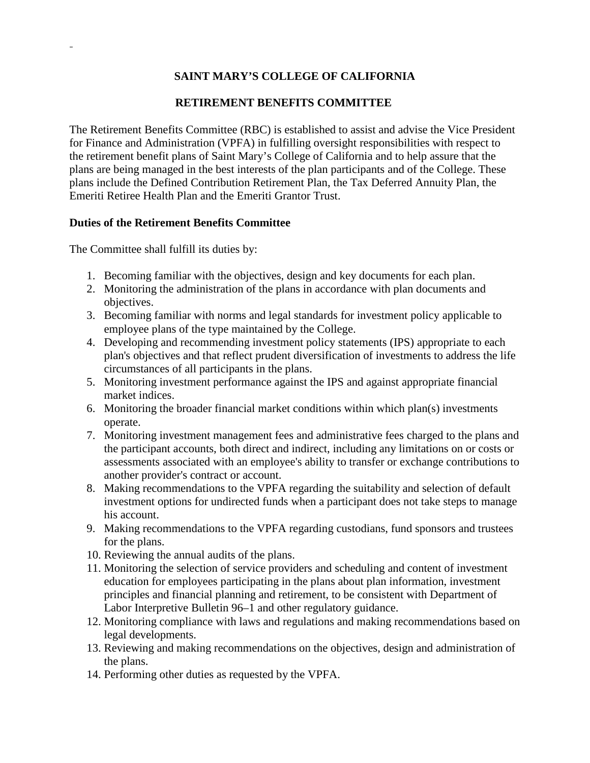# SAINT MARY'S COLLEGE OF CALIFORNIA

## RETIREMENT BENEFITS COMMITTEE

The Retirement Benefits Committee (RBC) is established to assist and advise the Vice President for Finance and Administration (VPFA) in fulfilling oversight responsibilities with respect to the retirement benefit plans of Saint Mary's College of California and to help assure that the plans are being managed in the best interests of the plan participants and of the College. These plans include the Defined Contribution Retirement Plan, the Tax Deferred Annuity Plan, the Emeriti Retiree Health Plan and the Emeriti Grantor Trust.

**Duties of the Retirement Benefits Committee**

The Committee shall fulfill its duties by:

1. Becoming familiar with the objectives, design and key documents for each plan.
2. Monitoring the administration of the plans in accordance with plan documents and objectives.
3. Becoming familiar with norms and legal standards for investment policy applicable to employee plans of the type maintained by the College.
4. Developing and recommending investment policy statements (IPS) appropriate to each plan's objectives and that reflect prudent diversification of investments to address the life circumstances of all participants in the plans.
5. Monitoring investment performance against the IPS and against appropriate financial market indices.
6. Monitoring the broader financial market conditions within which plan(s) investments operate.
7. Monitoring investment management fees and administrative fees charged to the plans and the participant accounts, both direct and indirect, including any limitations on or costs or assessments associated with an employee's ability to transfer or exchange contributions to another provider's contract or account.
8. Making recommendations to the VPFA regarding the suitability and selection of default investment options for undirected funds when a participant does not take steps to manage his account.
9. Making recommendations to the VPFA regarding custodians, fund sponsors and trustees for the plans.
10. Reviewing the annual audits of the plans.
11. Monitoring the selection of service providers and scheduling and content of investment education for employees participating in the plans about plan information, investment principles and financial planning and retirement, to be consistent with Department of Labor Interpretive Bulletin 96–1 and other regulatory guidance.
12. Monitoring compliance with laws and regulations and making recommendations based on legal developments.
13. Reviewing and making recommendations on the objectives, design and administration of the plans.
14. Performing other duties as requested by the VPFA.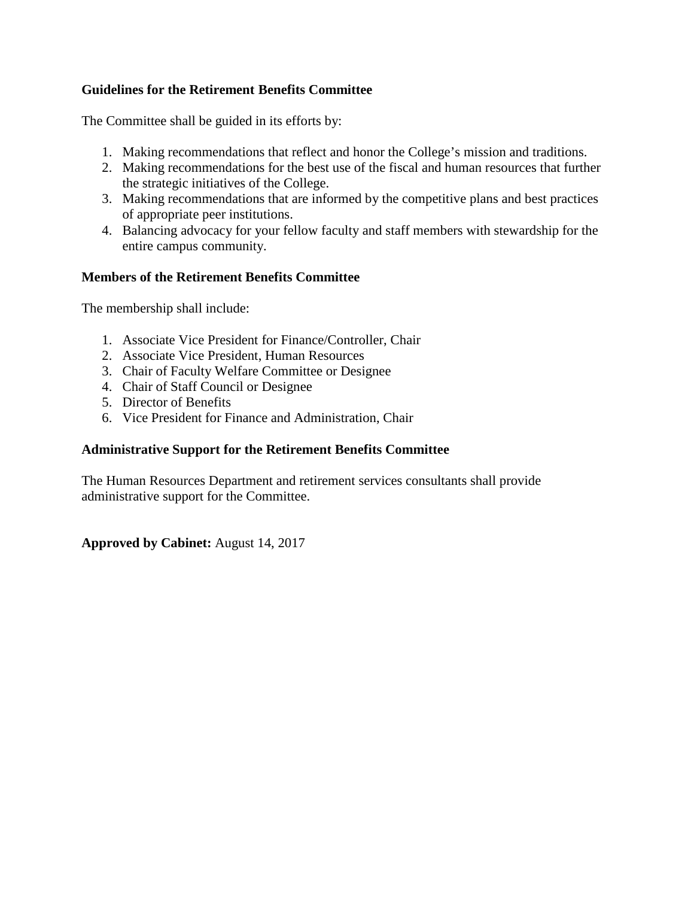**Guidelines for the Retirement Benefits Committee**

The Committee shall be guided in its efforts by:

1. Making recommendations that reflect and honor the College's mission and traditions.
2. Making recommendations for the best use of the fiscal and human resources that further the strategic initiatives of the College.
3. Making recommendations that are informed by the competitive plans and best practices of appropriate peer institutions.
4. Balancing advocacy for your fellow faculty and staff members with stewardship for the entire campus community.

**Members of the Retirement Benefits Committee**

The membership shall include:

1. Associate Vice President for Finance/Controller, Chair
2. Associate Vice President, Human Resources
3. Chair of Faculty Welfare Committee or Designee
4. Chair of Staff Council or Designee
5. Director of Benefits
6. Vice President for Finance and Administration, Chair

**Administrative Support for the Retirement Benefits Committee**

The Human Resources Department and retirement services consultants shall provide administrative support for the Committee.

**Approved by Cabinet:** August 14, 2017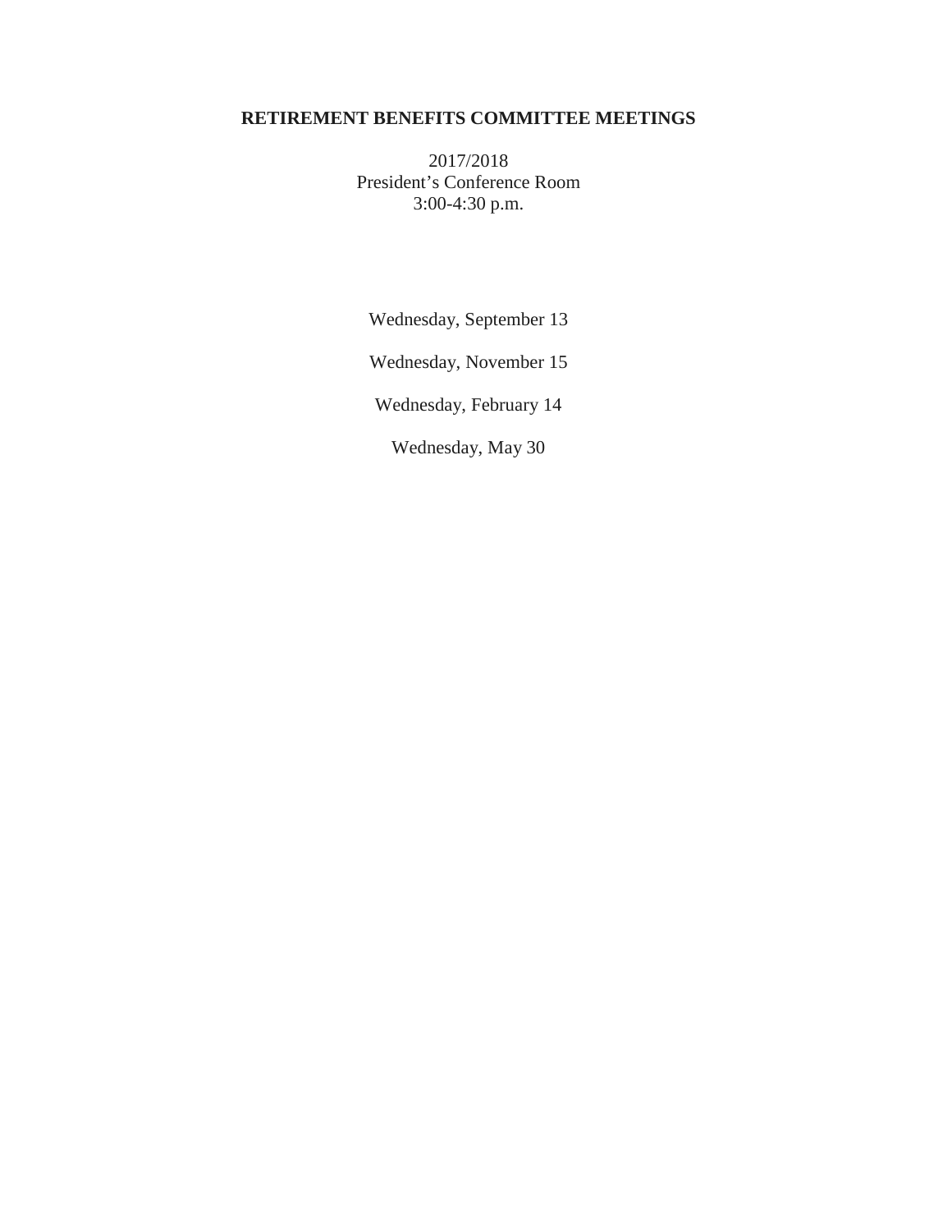# RETIREMENT BENEFITS COMMITTEE MEETINGS

2017/2018
President's Conference Room
3:00-4:30 p.m.

Wednesday, September 13

Wednesday, November 15

Wednesday, February 14

Wednesday, May 30